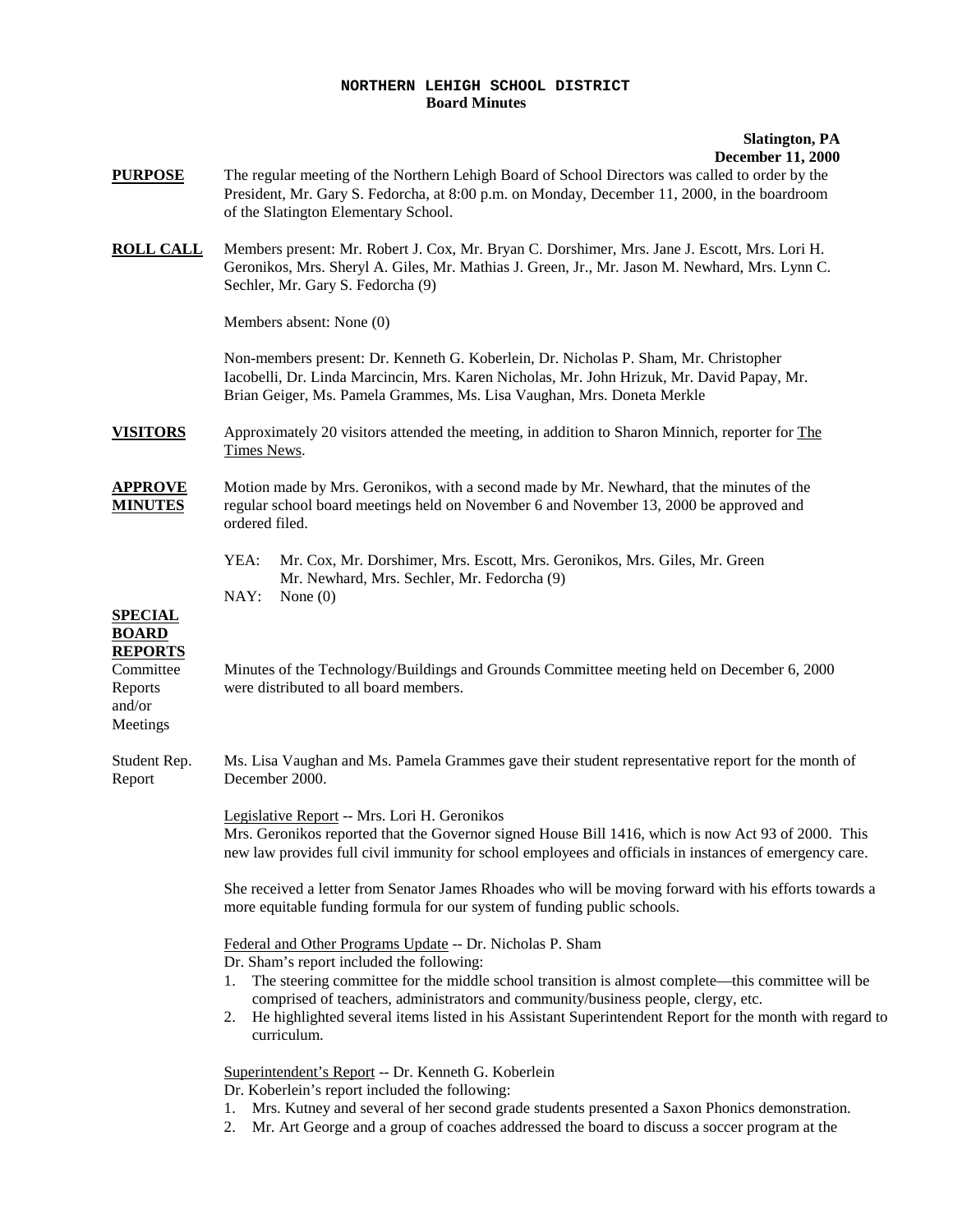# NORTHERN LEHIGH SCHOOL DISTRICT
## Board Minutes

**Slatington, PA**
**December 11, 2000**

**PURPOSE** The regular meeting of the Northern Lehigh Board of School Directors was called to order by the President, Mr. Gary S. Fedorcha, at 8:00 p.m. on Monday, December 11, 2000, in the boardroom of the Slatington Elementary School.

**ROLL CALL** Members present: Mr. Robert J. Cox, Mr. Bryan C. Dorshimer, Mrs. Jane J. Escott, Mrs. Lori H. Geronikos, Mrs. Sheryl A. Giles, Mr. Mathias J. Green, Jr., Mr. Jason M. Newhard, Mrs. Lynn C. Sechler, Mr. Gary S. Fedorcha (9)

Members absent: None (0)

Non-members present: Dr. Kenneth G. Koberlein, Dr. Nicholas P. Sham, Mr. Christopher Iacobelli, Dr. Linda Marcincin, Mrs. Karen Nicholas, Mr. John Hrizuk, Mr. David Papay, Mr. Brian Geiger, Ms. Pamela Grammes, Ms. Lisa Vaughan, Mrs. Doneta Merkle

**VISITORS** Approximately 20 visitors attended the meeting, in addition to Sharon Minnich, reporter for The Times News.

**APPROVE MINUTES** Motion made by Mrs. Geronikos, with a second made by Mr. Newhard, that the minutes of the regular school board meetings held on November 6 and November 13, 2000 be approved and ordered filed.

YEA: Mr. Cox, Mr. Dorshimer, Mrs. Escott, Mrs. Geronikos, Mrs. Giles, Mr. Green Mr. Newhard, Mrs. Sechler, Mr. Fedorcha (9)
NAY: None (0)

**SPECIAL BOARD REPORTS**

Committee Reports and/or Meetings: Minutes of the Technology/Buildings and Grounds Committee meeting held on December 6, 2000 were distributed to all board members.

Student Rep. Report: Ms. Lisa Vaughan and Ms. Pamela Grammes gave their student representative report for the month of December 2000.

Legislative Report -- Mrs. Lori H. Geronikos
Mrs. Geronikos reported that the Governor signed House Bill 1416, which is now Act 93 of 2000. This new law provides full civil immunity for school employees and officials in instances of emergency care.

She received a letter from Senator James Rhoades who will be moving forward with his efforts towards a more equitable funding formula for our system of funding public schools.

Federal and Other Programs Update -- Dr. Nicholas P. Sham
Dr. Sham's report included the following:

1. The steering committee for the middle school transition is almost complete—this committee will be comprised of teachers, administrators and community/business people, clergy, etc.
2. He highlighted several items listed in his Assistant Superintendent Report for the month with regard to curriculum.

Superintendent's Report -- Dr. Kenneth G. Koberlein
Dr. Koberlein's report included the following:

1. Mrs. Kutney and several of her second grade students presented a Saxon Phonics demonstration.
2. Mr. Art George and a group of coaches addressed the board to discuss a soccer program at the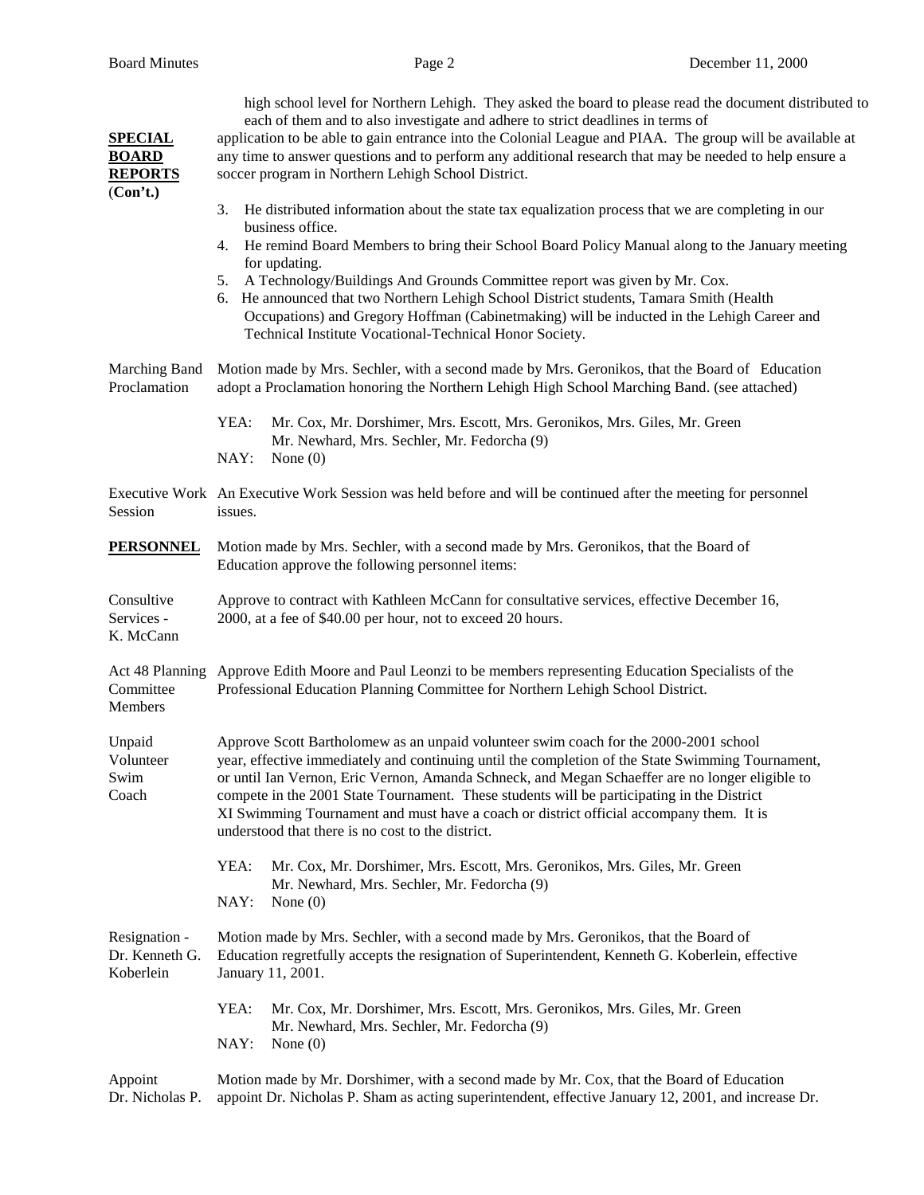**SPECIAL BOARD REPORTS (Con't.)**

high school level for Northern Lehigh. They asked the board to please read the document distributed to each of them and to also investigate and adhere to strict deadlines in terms of application to be able to gain entrance into the Colonial League and PIAA. The group will be available at any time to answer questions and to perform any additional research that may be needed to help ensure a soccer program in Northern Lehigh School District.

3. He distributed information about the state tax equalization process that we are completing in our business office.
4. He remind Board Members to bring their School Board Policy Manual along to the January meeting for updating.
5. A Technology/Buildings And Grounds Committee report was given by Mr. Cox.
6. He announced that two Northern Lehigh School District students, Tamara Smith (Health Occupations) and Gregory Hoffman (Cabinetmaking) will be inducted in the Lehigh Career and Technical Institute Vocational-Technical Honor Society.

**Marching Band Proclamation**

Motion made by Mrs. Sechler, with a second made by Mrs. Geronikos, that the Board of Education adopt a Proclamation honoring the Northern Lehigh High School Marching Band. (see attached)

YEA: Mr. Cox, Mr. Dorshimer, Mrs. Escott, Mrs. Geronikos, Mrs. Giles, Mr. Green Mr. Newhard, Mrs. Sechler, Mr. Fedorcha (9)
NAY: None (0)

**Executive Work Session**

An Executive Work Session was held before and will be continued after the meeting for personnel issues.

**PERSONNEL**

Motion made by Mrs. Sechler, with a second made by Mrs. Geronikos, that the Board of Education approve the following personnel items:

**Consultive Services - K. McCann**

Approve to contract with Kathleen McCann for consultative services, effective December 16, 2000, at a fee of $40.00 per hour, not to exceed 20 hours.

**Act 48 Planning Committee Members**

Approve Edith Moore and Paul Leonzi to be members representing Education Specialists of the Professional Education Planning Committee for Northern Lehigh School District.

**Unpaid Volunteer Swim Coach**

Approve Scott Bartholomew as an unpaid volunteer swim coach for the 2000-2001 school year, effective immediately and continuing until the completion of the State Swimming Tournament, or until Ian Vernon, Eric Vernon, Amanda Schneck, and Megan Schaeffer are no longer eligible to compete in the 2001 State Tournament. These students will be participating in the District XI Swimming Tournament and must have a coach or district official accompany them. It is understood that there is no cost to the district.

YEA: Mr. Cox, Mr. Dorshimer, Mrs. Escott, Mrs. Geronikos, Mrs. Giles, Mr. Green Mr. Newhard, Mrs. Sechler, Mr. Fedorcha (9)
NAY: None (0)

**Resignation - Dr. Kenneth G. Koberlein**

Motion made by Mrs. Sechler, with a second made by Mrs. Geronikos, that the Board of Education regretfully accepts the resignation of Superintendent, Kenneth G. Koberlein, effective January 11, 2001.

YEA: Mr. Cox, Mr. Dorshimer, Mrs. Escott, Mrs. Geronikos, Mrs. Giles, Mr. Green Mr. Newhard, Mrs. Sechler, Mr. Fedorcha (9)
NAY: None (0)

**Appoint Dr. Nicholas P.**

Motion made by Mr. Dorshimer, with a second made by Mr. Cox, that the Board of Education appoint Dr. Nicholas P. Sham as acting superintendent, effective January 12, 2001, and increase Dr.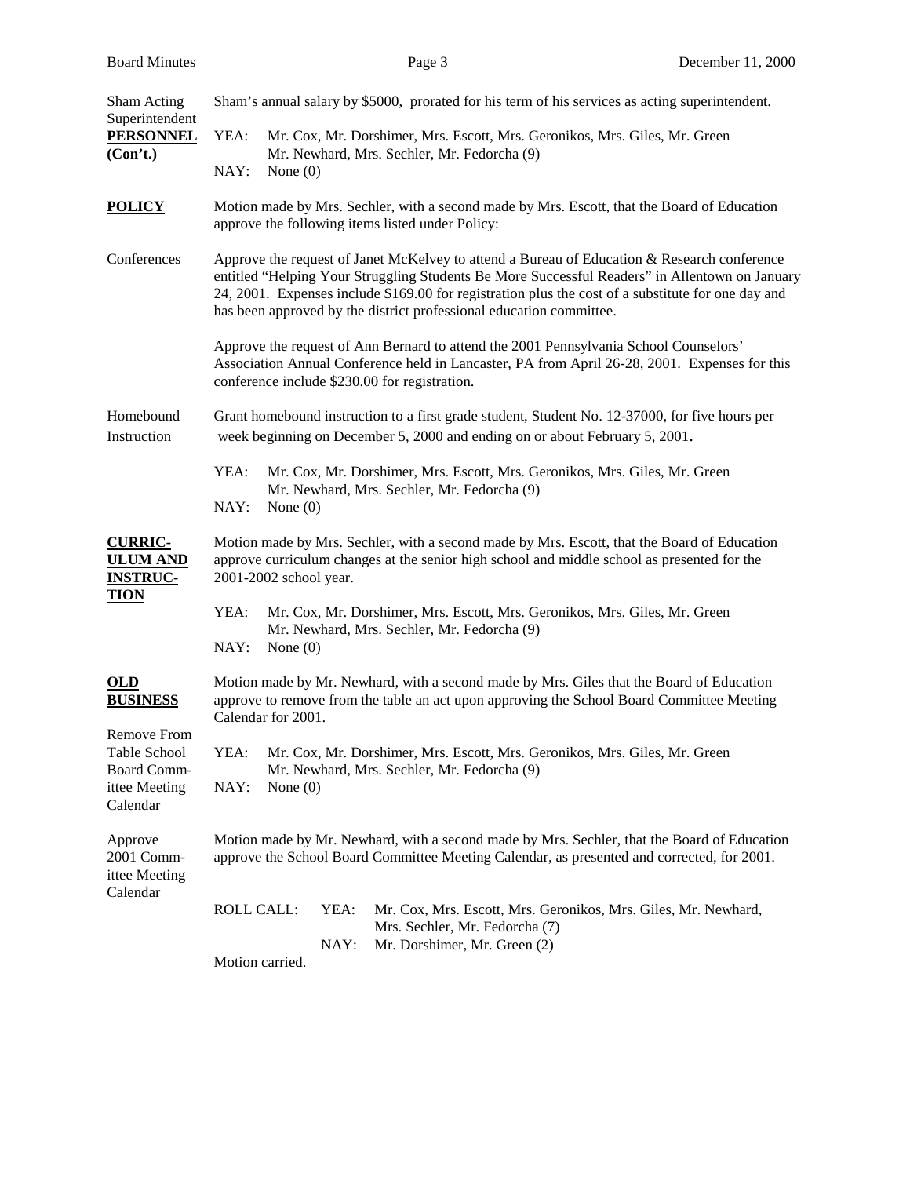**Sham Acting Superintendent**

Sham's annual salary by $5000, prorated for his term of his services as acting superintendent.

**PERSONNEL (Con't.)**

YEA: Mr. Cox, Mr. Dorshimer, Mrs. Escott, Mrs. Geronikos, Mrs. Giles, Mr. Green Mr. Newhard, Mrs. Sechler, Mr. Fedorcha (9)
NAY: None (0)

## **POLICY**

Motion made by Mrs. Sechler, with a second made by Mrs. Escott, that the Board of Education approve the following items listed under Policy:

**Conferences**

Approve the request of Janet McKelvey to attend a Bureau of Education & Research conference entitled "Helping Your Struggling Students Be More Successful Readers" in Allentown on January 24, 2001. Expenses include $169.00 for registration plus the cost of a substitute for one day and has been approved by the district professional education committee.

Approve the request of Ann Bernard to attend the 2001 Pennsylvania School Counselors' Association Annual Conference held in Lancaster, PA from April 26-28, 2001. Expenses for this conference include $230.00 for registration.

**Homebound Instruction**

Grant homebound instruction to a first grade student, Student No. 12-37000, for five hours per week beginning on December 5, 2000 and ending on or about February 5, 2001.

YEA: Mr. Cox, Mr. Dorshimer, Mrs. Escott, Mrs. Geronikos, Mrs. Giles, Mr. Green Mr. Newhard, Mrs. Sechler, Mr. Fedorcha (9)
NAY: None (0)

## **CURRICULUM AND INSTRUCTION**

Motion made by Mrs. Sechler, with a second made by Mrs. Escott, that the Board of Education approve curriculum changes at the senior high school and middle school as presented for the 2001-2002 school year.

YEA: Mr. Cox, Mr. Dorshimer, Mrs. Escott, Mrs. Geronikos, Mrs. Giles, Mr. Green Mr. Newhard, Mrs. Sechler, Mr. Fedorcha (9)
NAY: None (0)

## **OLD BUSINESS**

**Remove From Table School Board Committee Meeting Calendar**

Motion made by Mr. Newhard, with a second made by Mrs. Giles that the Board of Education approve to remove from the table an act upon approving the School Board Committee Meeting Calendar for 2001.

YEA: Mr. Cox, Mr. Dorshimer, Mrs. Escott, Mrs. Geronikos, Mrs. Giles, Mr. Green Mr. Newhard, Mrs. Sechler, Mr. Fedorcha (9)
NAY: None (0)

**Approve 2001 Committee Meeting Calendar**

Motion made by Mr. Newhard, with a second made by Mrs. Sechler, that the Board of Education approve the School Board Committee Meeting Calendar, as presented and corrected, for 2001.

ROLL CALL:
YEA: Mr. Cox, Mrs. Escott, Mrs. Geronikos, Mrs. Giles, Mr. Newhard, Mrs. Sechler, Mr. Fedorcha (7)
NAY: Mr. Dorshimer, Mr. Green (2)

Motion carried.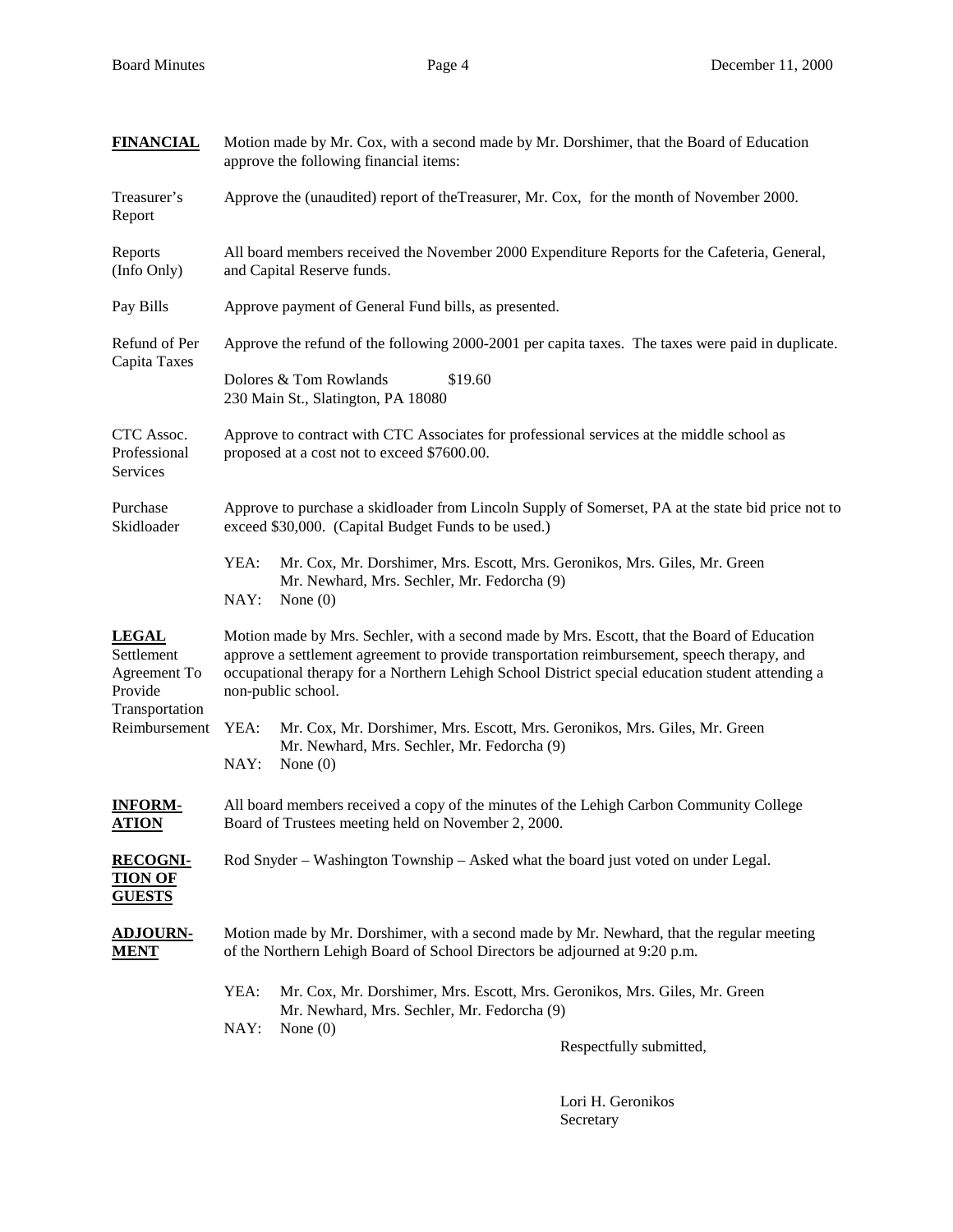**FINANCIAL**

Motion made by Mr. Cox, with a second made by Mr. Dorshimer, that the Board of Education approve the following financial items:

Treasurer's Report — Approve the (unaudited) report of theTreasurer, Mr. Cox, for the month of November 2000.

Reports (Info Only) — All board members received the November 2000 Expenditure Reports for the Cafeteria, General, and Capital Reserve funds.

Pay Bills — Approve payment of General Fund bills, as presented.

Refund of Per Capita Taxes — Approve the refund of the following 2000-2001 per capita taxes. The taxes were paid in duplicate.

Dolores & Tom Rowlands $19.60
230 Main St., Slatington, PA 18080

CTC Assoc. Professional Services — Approve to contract with CTC Associates for professional services at the middle school as proposed at a cost not to exceed $7600.00.

Purchase Skidloader — Approve to purchase a skidloader from Lincoln Supply of Somerset, PA at the state bid price not to exceed $30,000. (Capital Budget Funds to be used.)

YEA: Mr. Cox, Mr. Dorshimer, Mrs. Escott, Mrs. Geronikos, Mrs. Giles, Mr. Green Mr. Newhard, Mrs. Sechler, Mr. Fedorcha (9)
NAY: None (0)

**LEGAL**

Settlement Agreement To Provide Transportation Reimbursement — Motion made by Mrs. Sechler, with a second made by Mrs. Escott, that the Board of Education approve a settlement agreement to provide transportation reimbursement, speech therapy, and occupational therapy for a Northern Lehigh School District special education student attending a non-public school.

YEA: Mr. Cox, Mr. Dorshimer, Mrs. Escott, Mrs. Geronikos, Mrs. Giles, Mr. Green Mr. Newhard, Mrs. Sechler, Mr. Fedorcha (9)
NAY: None (0)

**INFORMATION**

All board members received a copy of the minutes of the Lehigh Carbon Community College Board of Trustees meeting held on November 2, 2000.

**RECOGNITION OF GUESTS**

Rod Snyder – Washington Township – Asked what the board just voted on under Legal.

**ADJOURNMENT**

Motion made by Mr. Dorshimer, with a second made by Mr. Newhard, that the regular meeting of the Northern Lehigh Board of School Directors be adjourned at 9:20 p.m.

YEA: Mr. Cox, Mr. Dorshimer, Mrs. Escott, Mrs. Geronikos, Mrs. Giles, Mr. Green Mr. Newhard, Mrs. Sechler, Mr. Fedorcha (9)
NAY: None (0)

Respectfully submitted,

Lori H. Geronikos
Secretary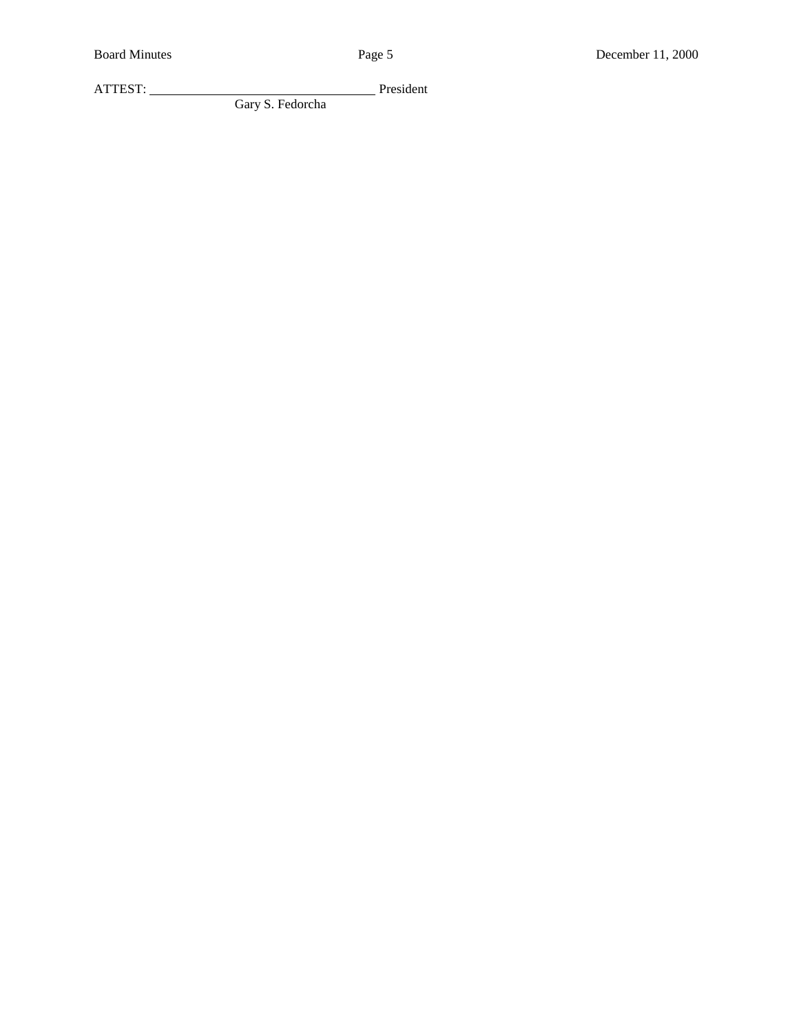ATTEST: ___________________________________ President

Gary S. Fedorcha